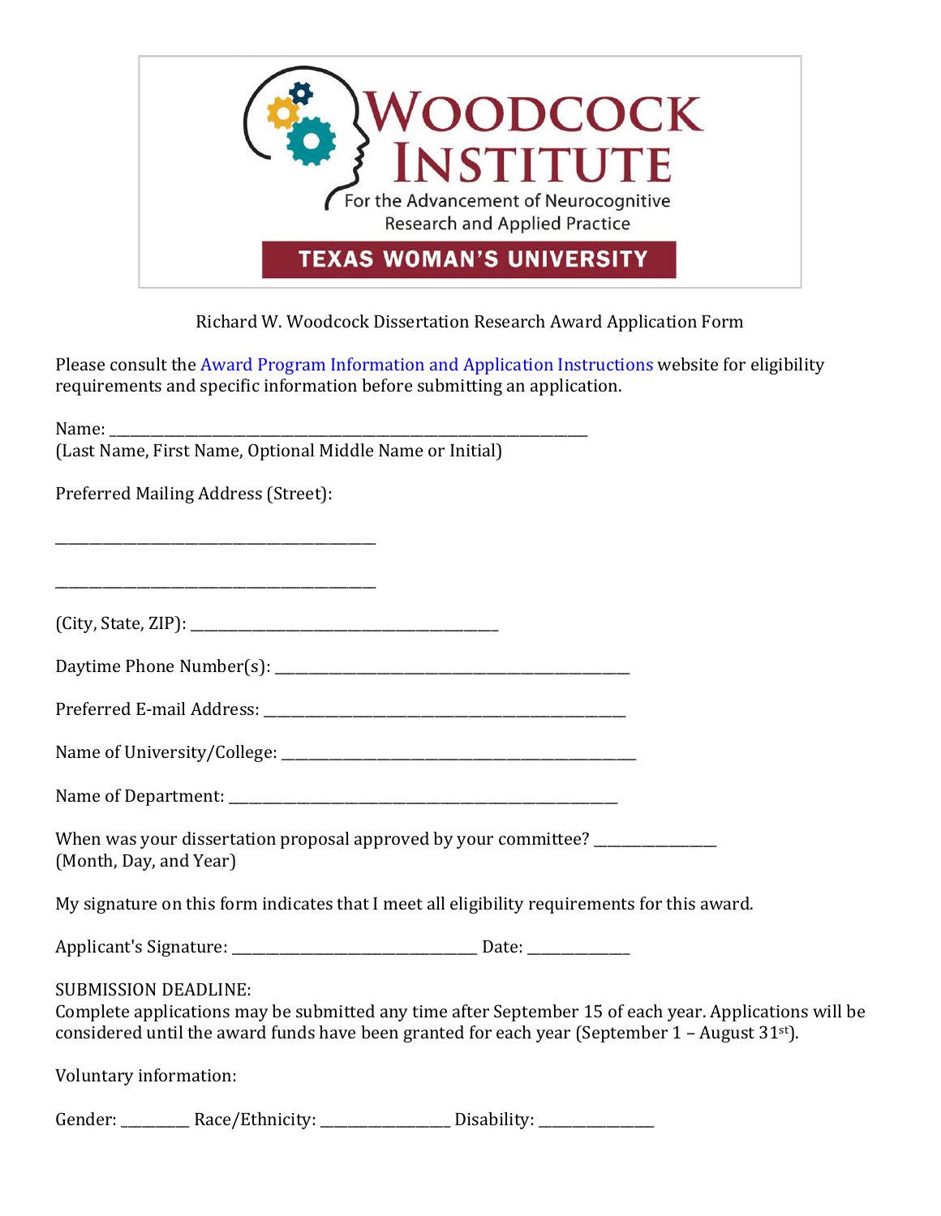# WOODCOCK INSTITUTE

For the Advancement of Neurocognitive Research and Applied Practice

**TEXAS WOMAN'S UNIVERSITY**

Richard W. Woodcock Dissertation Research Award Application Form

Please consult the Award Program Information and Application Instructions website for eligibility requirements and specific information before submitting an application.

Name: ___________________________________________________________
(Last Name, First Name, Optional Middle Name or Initial)

Preferred Mailing Address (Street):

________________________________________

________________________________________

(City, State, ZIP): ________________________________________

Daytime Phone Number(s): ______________________________________________

Preferred E-mail Address: ______________________________________________

Name of University/College: ______________________________________________

Name of Department: ______________________________________________

When was your dissertation proposal approved by your committee? ________________
(Month, Day, and Year)

My signature on this form indicates that I meet all eligibility requirements for this award.

Applicant's Signature: ________________________________ Date: _____________

SUBMISSION DEADLINE:
Complete applications may be submitted any time after September 15 of each year. Applications will be considered until the award funds have been granted for each year (September 1 – August 31st).

Voluntary information:

Gender: _________ Race/Ethnicity: ________________ Disability: _______________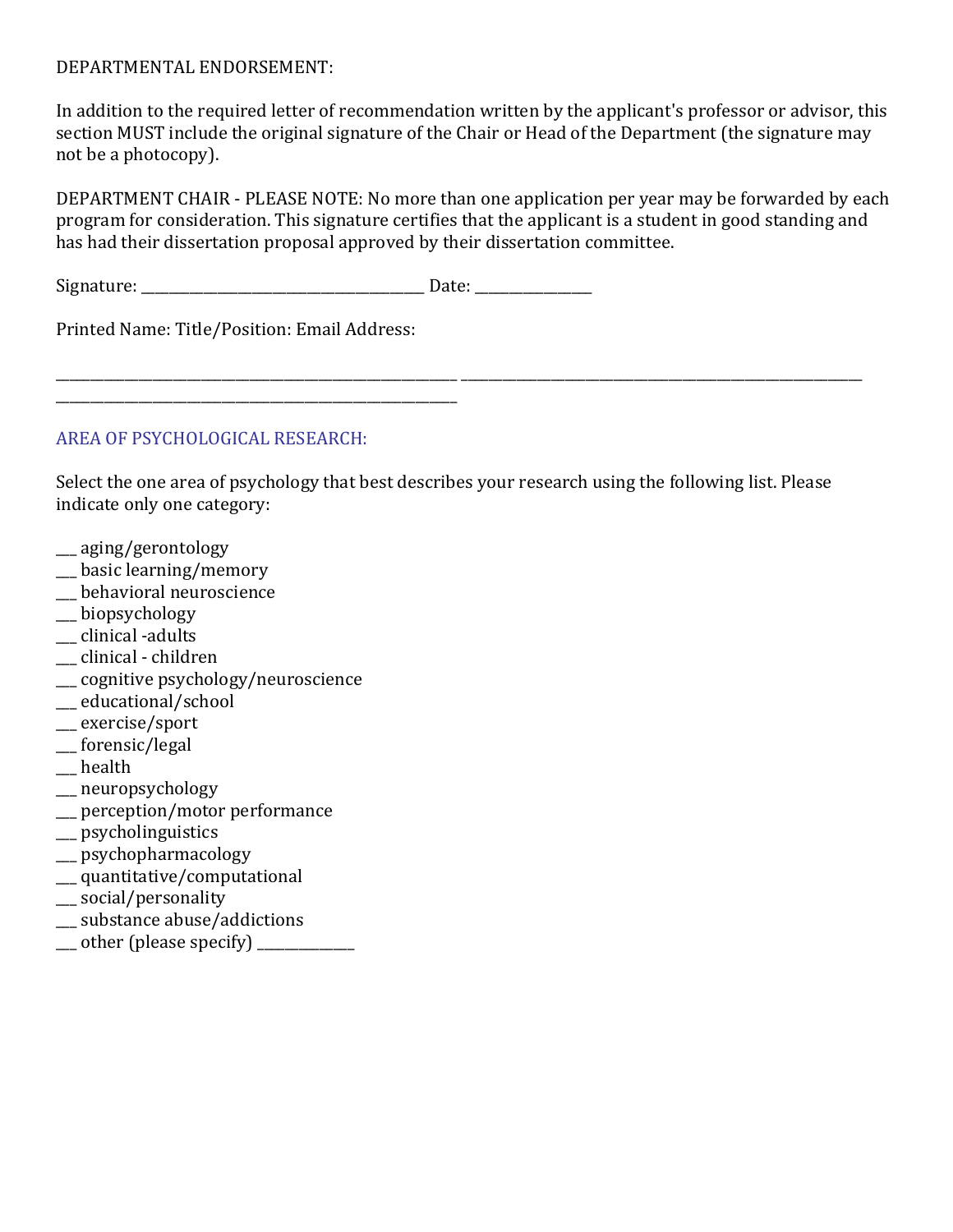DEPARTMENTAL ENDORSEMENT:

In addition to the required letter of recommendation written by the applicant's professor or advisor, this section MUST include the original signature of the Chair or Head of the Department (the signature may not be a photocopy).

DEPARTMENT CHAIR - PLEASE NOTE: No more than one application per year may be forwarded by each program for consideration. This signature certifies that the applicant is a student in good standing and has had their dissertation proposal approved by their dissertation committee.

Signature: ______________________________________ Date: _______________

Printed Name: Title/Position: Email Address:

_______________________________________________________ _______________________________________________________
_______________________________________________________

## AREA OF PSYCHOLOGICAL RESEARCH:

Select the one area of psychology that best describes your research using the following list. Please indicate only one category:

___ aging/gerontology
___ basic learning/memory
___ behavioral neuroscience
___ biopsychology
___ clinical -adults
___ clinical - children
___ cognitive psychology/neuroscience
___ educational/school
___ exercise/sport
___ forensic/legal
___ health
___ neuropsychology
___ perception/motor performance
___ psycholinguistics
___ psychopharmacology
___ quantitative/computational
___ social/personality
___ substance abuse/addictions
___ other (please specify) _____________